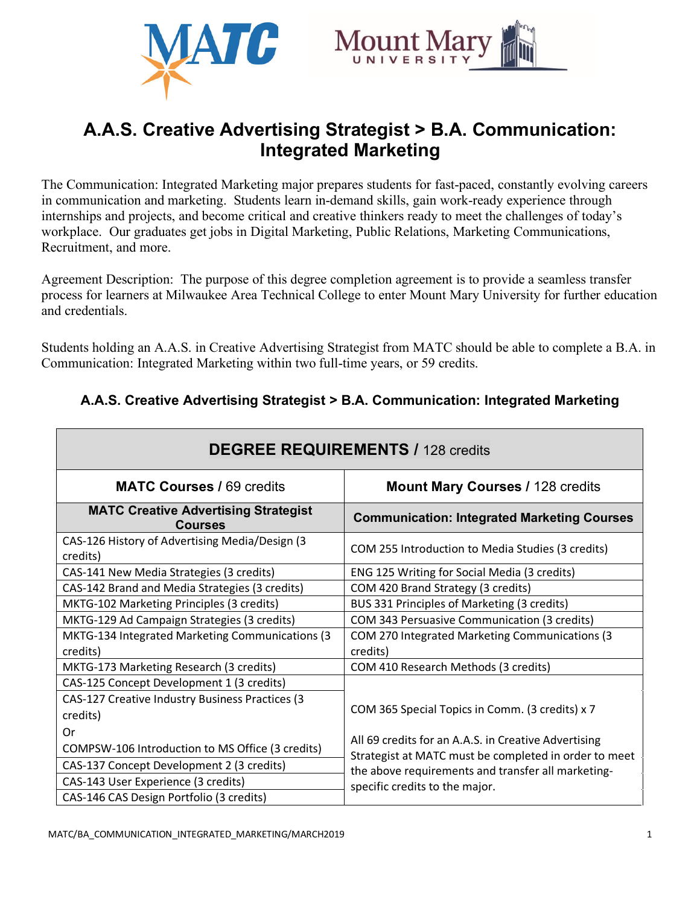# A.A.S. Creative Advertising Strategist > B.A. Communication: Integrated Marketing

The Communication: Integrated Marketing major prepares students for fast-paced, constantly evolving careers in communication and marketing. Students learn in-demand skills, gain work-ready experience through internships and projects, and become critical and creative thinkers ready to meet the challenges of today's workplace. Our graduates get jobs in Digital Marketing, Public Relations, Marketing Communications, Recruitment, and more.

Agreement Description: The purpose of this degree completion agreement is to provide a seamless transfer process for learners at Milwaukee Area Technical College to enter Mount Mary University for further education and credentials.

Students holding an A.A.S. in Creative Advertising Strategist from MATC should be able to complete a B.A. in Communication: Integrated Marketing within two full-time years, or 59 credits.

### A.A.S. Creative Advertising Strategist > B.A. Communication: Integrated Marketing

| **DEGREE REQUIREMENTS /** 128 credits | |
|---|---|
| **MATC Courses /** 69 credits | **Mount Mary Courses /** 128 credits |
| **MATC Creative Advertising Strategist Courses** | **Communication: Integrated Marketing Courses** |
| CAS-126 History of Advertising Media/Design (3 credits) | COM 255 Introduction to Media Studies (3 credits) |
| CAS-141 New Media Strategies (3 credits) | ENG 125 Writing for Social Media (3 credits) |
| CAS-142 Brand and Media Strategies (3 credits) | COM 420 Brand Strategy (3 credits) |
| MKTG-102 Marketing Principles (3 credits) | BUS 331 Principles of Marketing (3 credits) |
| MKTG-129 Ad Campaign Strategies (3 credits) | COM 343 Persuasive Communication (3 credits) |
| MKTG-134 Integrated Marketing Communications (3 credits) | COM 270 Integrated Marketing Communications (3 credits) |
| MKTG-173 Marketing Research (3 credits) | COM 410 Research Methods (3 credits) |
| CAS-125 Concept Development 1 (3 credits) | COM 365 Special Topics in Comm. (3 credits) x 7<br><br>All 69 credits for an A.A.S. in Creative Advertising Strategist at MATC must be completed in order to meet the above requirements and transfer all marketing-specific credits to the major. |
| CAS-127 Creative Industry Business Practices (3 credits)<br>Or<br>COMPSW-106 Introduction to MS Office (3 credits) | |
| CAS-137 Concept Development 2 (3 credits) | |
| CAS-143 User Experience (3 credits) | |
| CAS-146 CAS Design Portfolio (3 credits) | |

MATC/BA_COMMUNICATION_INTEGRATED_MARKETING/MARCH2019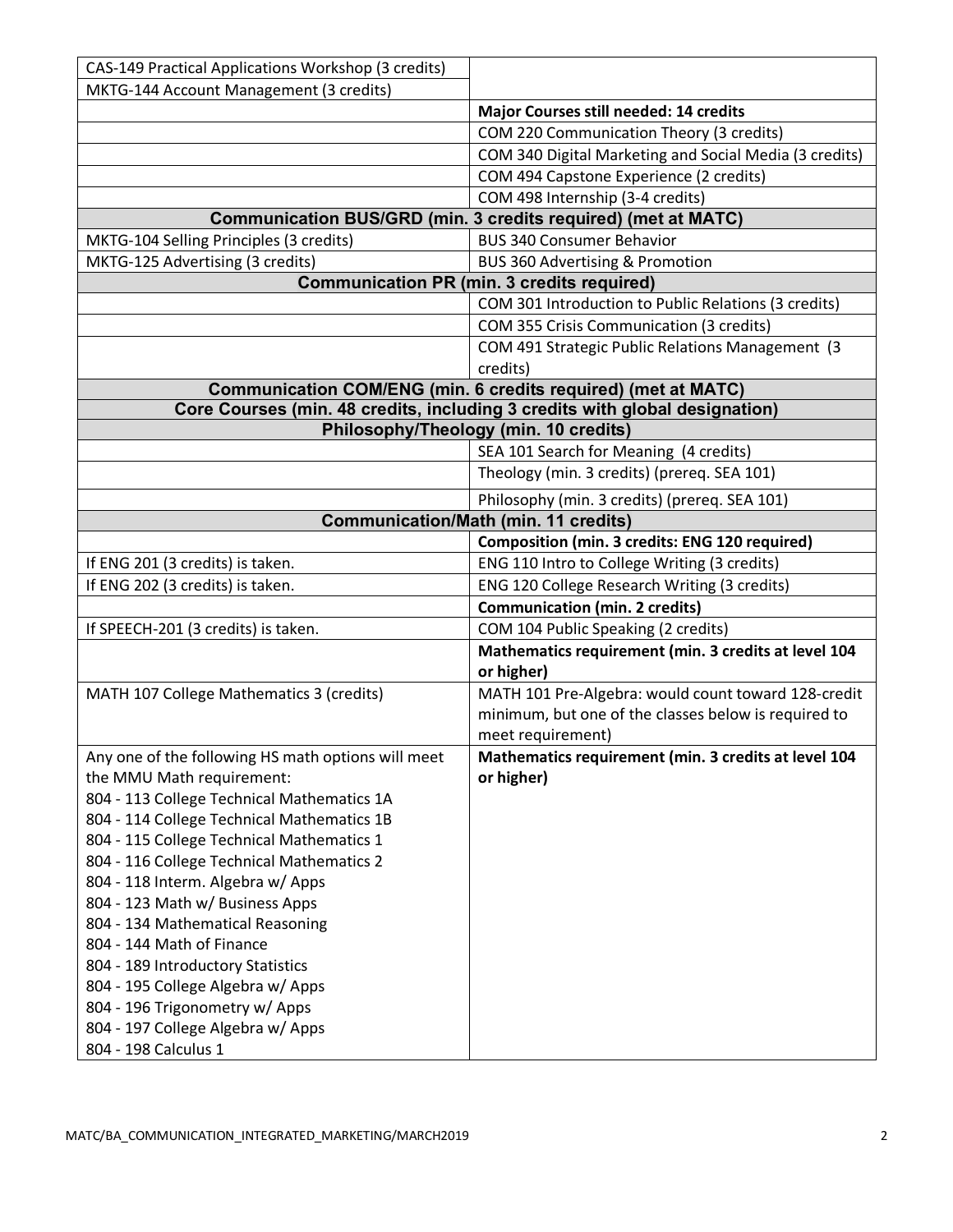| | |
|---|---|
| CAS-149 Practical Applications Workshop (3 credits) | |
| MKTG-144 Account Management (3 credits) | |
| | **Major Courses still needed: 14 credits** |
| | COM 220 Communication Theory (3 credits) |
| | COM 340 Digital Marketing and Social Media (3 credits) |
| | COM 494 Capstone Experience (2 credits) |
| | COM 498 Internship (3-4 credits) |
| **Communication BUS/GRD (min. 3 credits required) (met at MATC)** | |
| MKTG-104 Selling Principles (3 credits) | BUS 340 Consumer Behavior |
| MKTG-125 Advertising (3 credits) | BUS 360 Advertising & Promotion |
| **Communication PR (min. 3 credits required)** | |
| | COM 301 Introduction to Public Relations (3 credits) |
| | COM 355 Crisis Communication (3 credits) |
| | COM 491 Strategic Public Relations Management (3 credits) |
| **Communication COM/ENG (min. 6 credits required) (met at MATC)** | |
| **Core Courses (min. 48 credits, including 3 credits with global designation)** | |
| **Philosophy/Theology (min. 10 credits)** | |
| | SEA 101 Search for Meaning (4 credits) |
| | Theology (min. 3 credits) (prereq. SEA 101) |
| | Philosophy (min. 3 credits) (prereq. SEA 101) |
| **Communication/Math (min. 11 credits)** | |
| | **Composition (min. 3 credits: ENG 120 required)** |
| If ENG 201 (3 credits) is taken. | ENG 110 Intro to College Writing (3 credits) |
| If ENG 202 (3 credits) is taken. | ENG 120 College Research Writing (3 credits) |
| | **Communication (min. 2 credits)** |
| If SPEECH-201 (3 credits) is taken. | COM 104 Public Speaking (2 credits) |
| | **Mathematics requirement (min. 3 credits at level 104 or higher)** |
| MATH 107 College Mathematics 3 (credits) | MATH 101 Pre-Algebra: would count toward 128-credit minimum, but one of the classes below is required to meet requirement) |
| Any one of the following HS math options will meet the MMU Math requirement:<br>804 - 113 College Technical Mathematics 1A<br>804 - 114 College Technical Mathematics 1B<br>804 - 115 College Technical Mathematics 1<br>804 - 116 College Technical Mathematics 2<br>804 - 118 Interm. Algebra w/ Apps<br>804 - 123 Math w/ Business Apps<br>804 - 134 Mathematical Reasoning<br>804 - 144 Math of Finance<br>804 - 189 Introductory Statistics<br>804 - 195 College Algebra w/ Apps<br>804 - 196 Trigonometry w/ Apps<br>804 - 197 College Algebra w/ Apps<br>804 - 198 Calculus 1 | **Mathematics requirement (min. 3 credits at level 104 or higher)** |

MATC/BA_COMMUNICATION_INTEGRATED_MARKETING/MARCH2019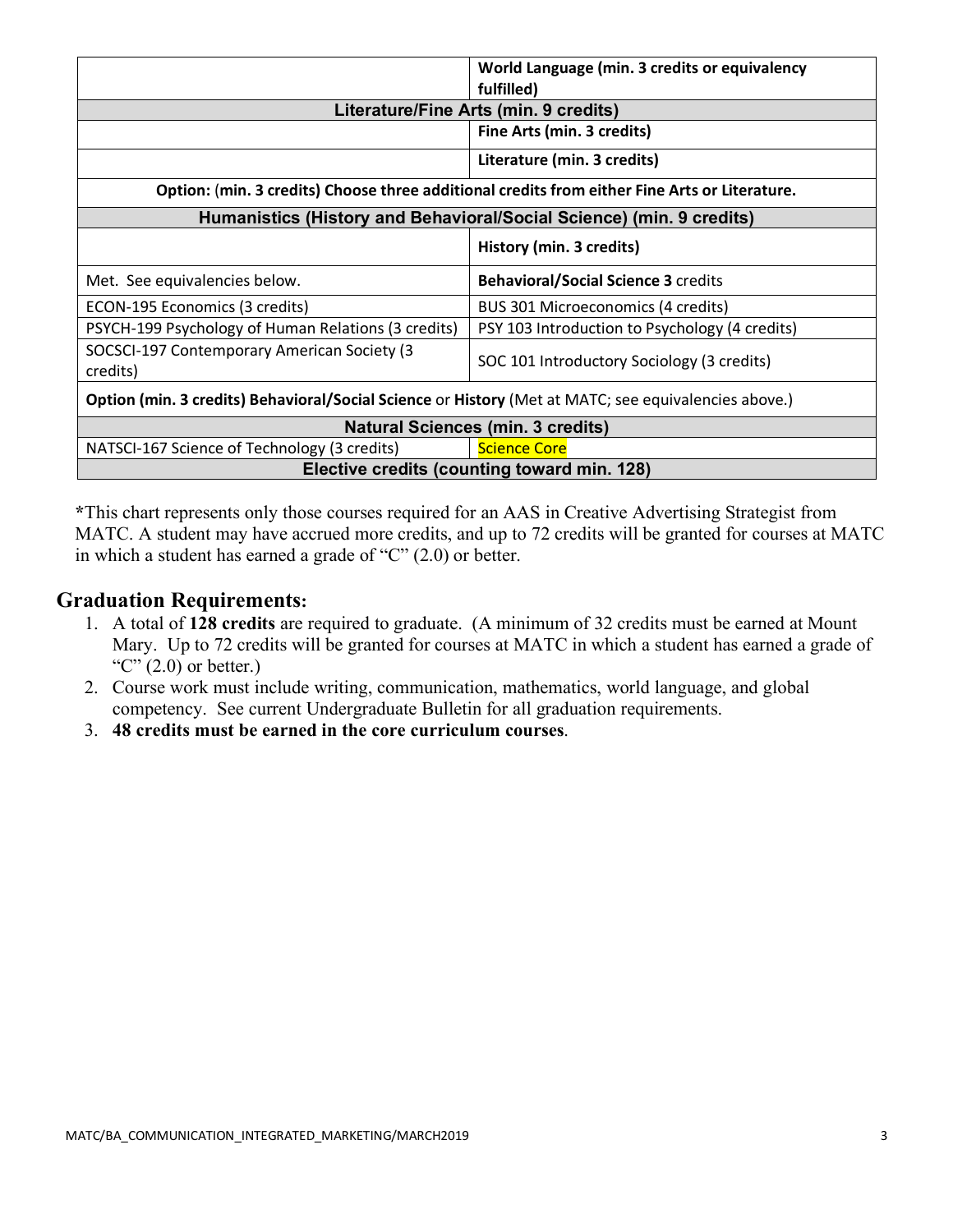| | |
|---|---|
| | **World Language (min. 3 credits or equivalency fulfilled)** |
| **Literature/Fine Arts (min. 9 credits)** | |
| | **Fine Arts (min. 3 credits)** |
| | **Literature (min. 3 credits)** |
| **Option:** (**min. 3 credits) Choose three additional credits from either Fine Arts or Literature.** | |
| **Humanistics (History and Behavioral/Social Science) (min. 9 credits)** | |
| | **History (min. 3 credits)** |
| Met. See equivalencies below. | **Behavioral/Social Science 3** credits |
| ECON-195 Economics (3 credits) | BUS 301 Microeconomics (4 credits) |
| PSYCH-199 Psychology of Human Relations (3 credits) | PSY 103 Introduction to Psychology (4 credits) |
| SOCSCI-197 Contemporary American Society (3 credits) | SOC 101 Introductory Sociology (3 credits) |
| **Option (min. 3 credits) Behavioral/Social Science** or **History** (Met at MATC; see equivalencies above.) | |
| **Natural Sciences (min. 3 credits)** | |
| NATSCI-167 Science of Technology (3 credits) | Science Core |
| **Elective credits (counting toward min. 128)** | |

***This chart represents only those courses required for an AAS in Creative Advertising Strategist from MATC. A student may have accrued more credits, and up to 72 credits will be granted for courses at MATC in which a student has earned a grade of "C" (2.0) or better.

## Graduation Requirements:

1. A total of **128 credits** are required to graduate. (A minimum of 32 credits must be earned at Mount Mary. Up to 72 credits will be granted for courses at MATC in which a student has earned a grade of "C" (2.0) or better.)
2. Course work must include writing, communication, mathematics, world language, and global competency. See current Undergraduate Bulletin for all graduation requirements.
3. **48 credits must be earned in the core curriculum courses**.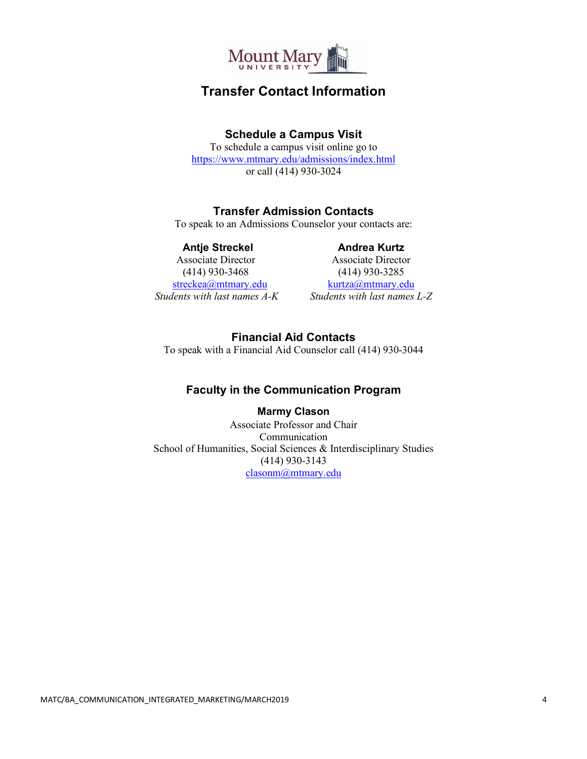# Transfer Contact Information

## Schedule a Campus Visit

To schedule a campus visit online go to
https://www.mtmary.edu/admissions/index.html
or call (414) 930-3024

## Transfer Admission Contacts

To speak to an Admissions Counselor your contacts are:

**Antje Streckel**
Associate Director
(414) 930-3468
streckea@mtmary.edu
*Students with last names A-K*

**Andrea Kurtz**
Associate Director
(414) 930-3285
kurtza@mtmary.edu
*Students with last names L-Z*

## Financial Aid Contacts

To speak with a Financial Aid Counselor call (414) 930-3044

## Faculty in the Communication Program

**Marmy Clason**
Associate Professor and Chair
Communication
School of Humanities, Social Sciences & Interdisciplinary Studies
(414) 930-3143
clasonm@mtmary.edu